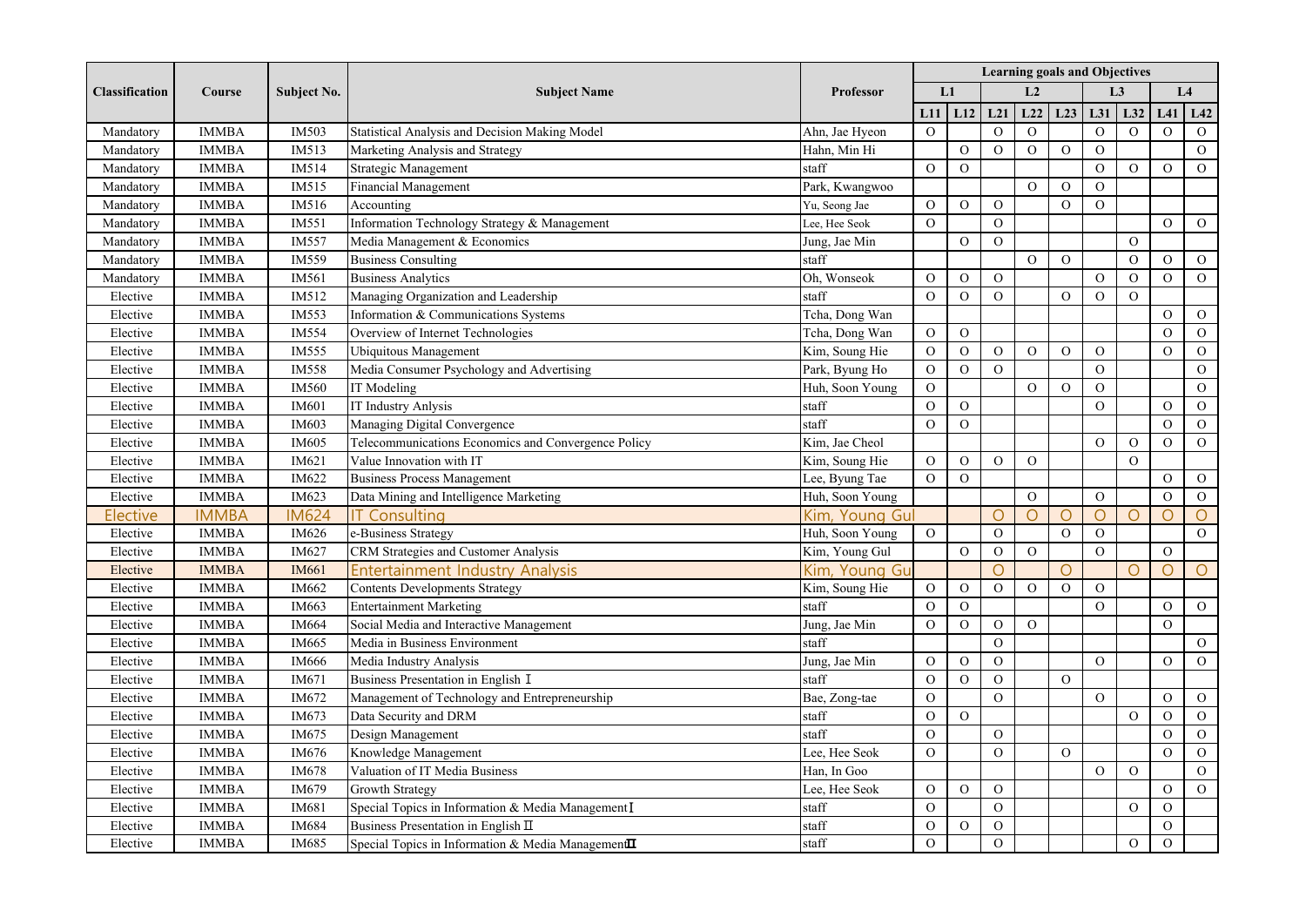| Classification | Course | Subject No. | Subject Name | Professor | Learning goals and Objectives | | | | | | | | |
|---|---|---|---|---|---|---|---|---|---|---|---|---|---|
| | | | | | L1 | | L2 | | | L3 | | L4 | |
| | | | | | L11 | L12 | L21 | L22 | L23 | L31 | L32 | L41 | L42 |
| Mandatory | IMMBA | IM503 | Statistical Analysis and Decision Making Model | Ahn, Jae Hyeon | O | | O | O | | O | O | O | O |
| Mandatory | IMMBA | IM513 | Marketing Analysis and Strategy | Hahn, Min Hi | | O | O | O | O | O | | | O |
| Mandatory | IMMBA | IM514 | Strategic Management | staff | O | O | | | | O | O | O | O |
| Mandatory | IMMBA | IM515 | Financial Management | Park, Kwangwoo | | | | O | O | O | | | |
| Mandatory | IMMBA | IM516 | Accounting | Yu, Seong Jae | O | O | O | | O | O | | | |
| Mandatory | IMMBA | IM551 | Information Technology Strategy & Management | Lee, Hee Seok | O | | O | | | | | O | O |
| Mandatory | IMMBA | IM557 | Media Management & Economics | Jung, Jae Min | | O | O | | | | O | | |
| Mandatory | IMMBA | IM559 | Business Consulting | staff | | | | O | O | | O | O | O |
| Mandatory | IMMBA | IM561 | Business Analytics | Oh, Wonseok | O | O | O | | | O | O | O | O |
| Elective | IMMBA | IM512 | Managing Organization and Leadership | staff | O | O | O | | O | O | O | | |
| Elective | IMMBA | IM553 | Information & Communications Systems | Tcha, Dong Wan | | | | | | | | O | O |
| Elective | IMMBA | IM554 | Overview of Internet Technologies | Tcha, Dong Wan | O | O | | | | | | O | O |
| Elective | IMMBA | IM555 | Ubiquitous Management | Kim, Soung Hie | O | O | O | O | O | O | | O | O |
| Elective | IMMBA | IM558 | Media Consumer Psychology and Advertising | Park, Byung Ho | O | O | O | | | O | | | O |
| Elective | IMMBA | IM560 | IT Modeling | Huh, Soon Young | O | | | O | O | O | | | O |
| Elective | IMMBA | IM601 | IT Industry Anlysis | staff | O | O | | | | O | | O | O |
| Elective | IMMBA | IM603 | Managing Digital Convergence | staff | O | O | | | | | | O | O |
| Elective | IMMBA | IM605 | Telecommunications Economics and Convergence Policy | Kim, Jae Cheol | | | | | | O | O | O | O |
| Elective | IMMBA | IM621 | Value Innovation with IT | Kim, Soung Hie | O | O | O | O | | | O | | |
| Elective | IMMBA | IM622 | Business Process Management | Lee, Byung Tae | O | O | | | | | | O | O |
| Elective | IMMBA | IM623 | Data Mining and Intelligence Marketing | Huh, Soon Young | | | | O | | O | | O | O |
| Elective | IMMBA | IM624 | IT Consulting | Kim, Young Gul | | | O | O | O | O | O | O | O |
| Elective | IMMBA | IM626 | e-Business Strategy | Huh, Soon Young | O | | O | | O | O | | | O |
| Elective | IMMBA | IM627 | CRM Strategies and Customer Analysis | Kim, Young Gul | | O | O | O | | O | | O | |
| Elective | IMMBA | IM661 | Entertainment Industry Analysis | Kim, Young Gul | | | O | | O | | O | O | O |
| Elective | IMMBA | IM662 | Contents Developments Strategy | Kim, Soung Hie | O | O | O | O | O | O | | | |
| Elective | IMMBA | IM663 | Entertainment Marketing | staff | O | O | | | | O | | O | O |
| Elective | IMMBA | IM664 | Social Media and Interactive Management | Jung, Jae Min | O | O | O | O | | | | O | |
| Elective | IMMBA | IM665 | Media in Business Environment | staff | | | O | | | | | | O |
| Elective | IMMBA | IM666 | Media Industry Analysis | Jung, Jae Min | O | O | O | | | O | | O | O |
| Elective | IMMBA | IM671 | Business Presentation in English Ⅰ | staff | O | O | O | | O | | | | |
| Elective | IMMBA | IM672 | Management of Technology and Entrepreneurship | Bae, Zong-tae | O | | O | | | O | | O | O |
| Elective | IMMBA | IM673 | Data Security and DRM | staff | O | O | | | | | O | O | O |
| Elective | IMMBA | IM675 | Design Management | staff | O | | O | | | | | O | O |
| Elective | IMMBA | IM676 | Knowledge Management | Lee, Hee Seok | O | | O | | O | | | O | O |
| Elective | IMMBA | IM678 | Valuation of IT Media Business | Han, In Goo | | | | | | O | O | | O |
| Elective | IMMBA | IM679 | Growth Strategy | Lee, Hee Seok | O | O | O | | | | | O | O |
| Elective | IMMBA | IM681 | Special Topics in Information & Media Management Ⅰ | staff | O | | O | | | | O | O | |
| Elective | IMMBA | IM684 | Business Presentation in English Ⅱ | staff | O | O | O | | | | | O | |
| Elective | IMMBA | IM685 | Special Topics in Information & Media Management Ⅱ | staff | O | | O | | | | O | O | |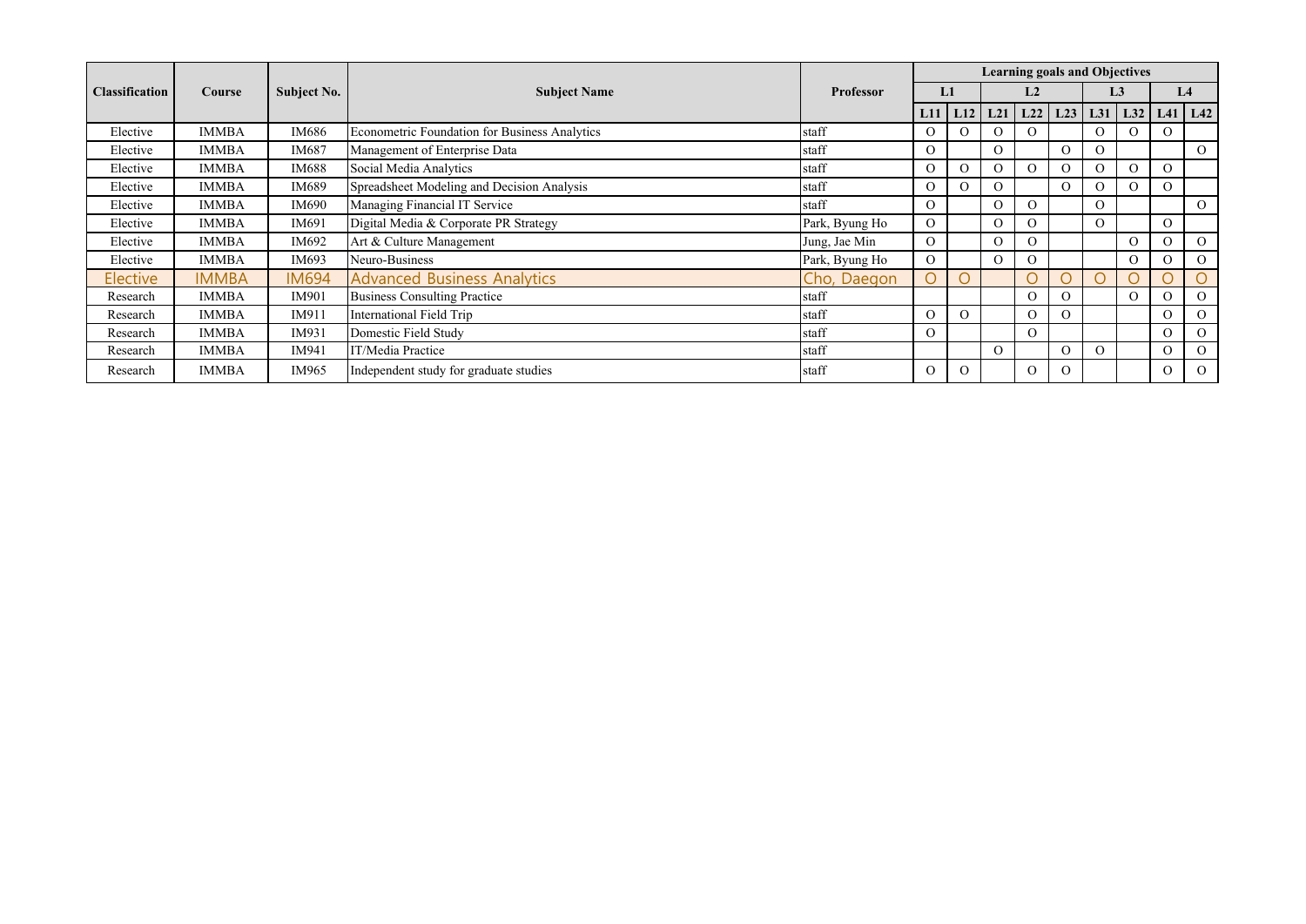| Classification | Course | Subject No. | Subject Name | Professor | Learning goals and Objectives | | | | | | | | |
|---|---|---|---|---|---|---|---|---|---|---|---|---|---|
| | | | | | L1 | | L2 | | | L3 | | L4 | |
| | | | | | L11 | L12 | L21 | L22 | L23 | L31 | L32 | L41 | L42 |
| Elective | IMMBA | IM686 | Econometric Foundation for Business Analytics | staff | O | O | O | O | | O | O | O | |
| Elective | IMMBA | IM687 | Management of Enterprise Data | staff | O | | O | | O | O | | | O |
| Elective | IMMBA | IM688 | Social Media Analytics | staff | O | O | O | O | O | O | O | O | |
| Elective | IMMBA | IM689 | Spreadsheet Modeling and Decision Analysis | staff | O | O | O | | O | O | O | O | |
| Elective | IMMBA | IM690 | Managing Financial IT Service | staff | O | | O | O | | O | | | O |
| Elective | IMMBA | IM691 | Digital Media & Corporate PR Strategy | Park, Byung Ho | O | | O | O | | O | | O | |
| Elective | IMMBA | IM692 | Art & Culture Management | Jung, Jae Min | O | | O | O | | | O | O | O |
| Elective | IMMBA | IM693 | Neuro-Business | Park, Byung Ho | O | | O | O | | | O | O | O |
| Elective | IMMBA | IM694 | Advanced Business Analytics | Cho, Daegon | O | O | | O | O | O | O | O | O |
| Research | IMMBA | IM901 | Business Consulting Practice | staff | | | | O | O | | O | O | O |
| Research | IMMBA | IM911 | International Field Trip | staff | O | O | | O | O | | | O | O |
| Research | IMMBA | IM931 | Domestic Field Study | staff | O | | | O | | | | O | O |
| Research | IMMBA | IM941 | IT/Media Practice | staff | | | O | | O | O | | O | O |
| Research | IMMBA | IM965 | Independent study for graduate studies | staff | O | O | | O | O | | | O | O |